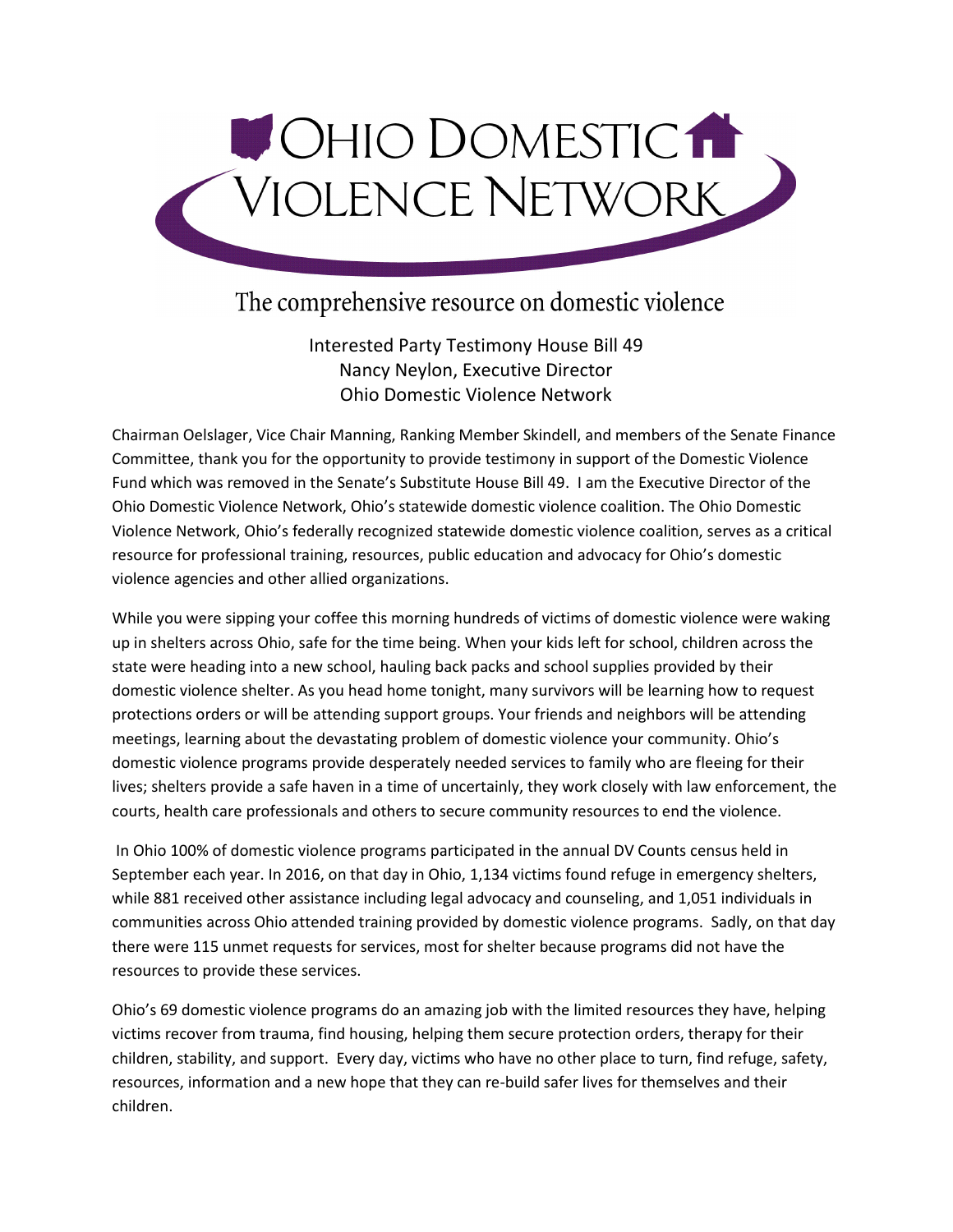# OHIO DOMESTIC VIOLENCE NETWORK

The comprehensive resource on domestic violence

Interested Party Testimony House Bill 49
Nancy Neylon, Executive Director
Ohio Domestic Violence Network

Chairman Oelslager, Vice Chair Manning, Ranking Member Skindell, and members of the Senate Finance Committee, thank you for the opportunity to provide testimony in support of the Domestic Violence Fund which was removed in the Senate's Substitute House Bill 49. I am the Executive Director of the Ohio Domestic Violence Network, Ohio's statewide domestic violence coalition. The Ohio Domestic Violence Network, Ohio's federally recognized statewide domestic violence coalition, serves as a critical resource for professional training, resources, public education and advocacy for Ohio's domestic violence agencies and other allied organizations.

While you were sipping your coffee this morning hundreds of victims of domestic violence were waking up in shelters across Ohio, safe for the time being. When your kids left for school, children across the state were heading into a new school, hauling back packs and school supplies provided by their domestic violence shelter. As you head home tonight, many survivors will be learning how to request protections orders or will be attending support groups. Your friends and neighbors will be attending meetings, learning about the devastating problem of domestic violence your community. Ohio's domestic violence programs provide desperately needed services to family who are fleeing for their lives; shelters provide a safe haven in a time of uncertainly, they work closely with law enforcement, the courts, health care professionals and others to secure community resources to end the violence.

In Ohio 100% of domestic violence programs participated in the annual DV Counts census held in September each year. In 2016, on that day in Ohio, 1,134 victims found refuge in emergency shelters, while 881 received other assistance including legal advocacy and counseling, and 1,051 individuals in communities across Ohio attended training provided by domestic violence programs. Sadly, on that day there were 115 unmet requests for services, most for shelter because programs did not have the resources to provide these services.

Ohio's 69 domestic violence programs do an amazing job with the limited resources they have, helping victims recover from trauma, find housing, helping them secure protection orders, therapy for their children, stability, and support. Every day, victims who have no other place to turn, find refuge, safety, resources, information and a new hope that they can re-build safer lives for themselves and their children.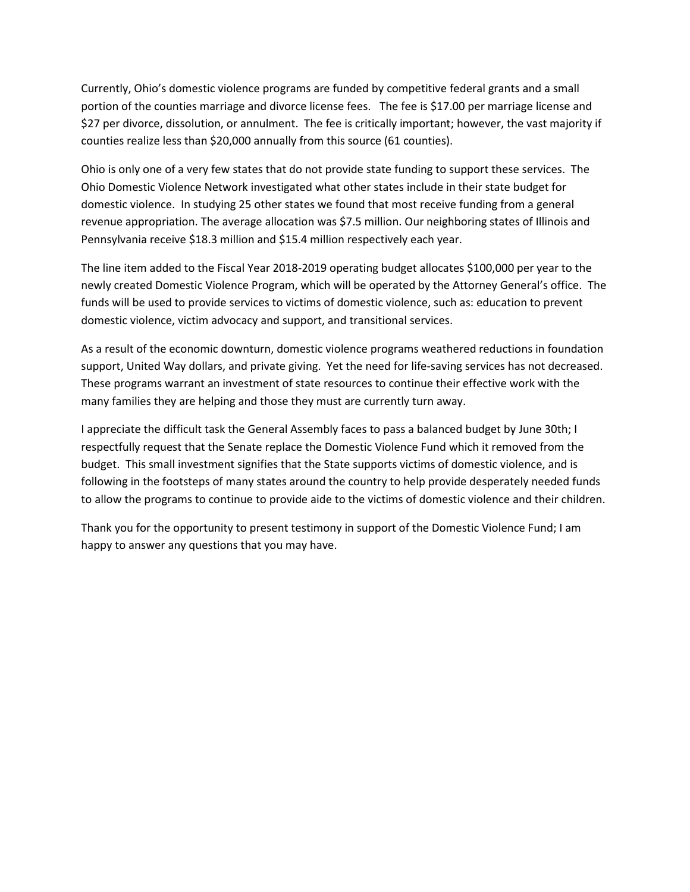Currently, Ohio's domestic violence programs are funded by competitive federal grants and a small portion of the counties marriage and divorce license fees. The fee is $17.00 per marriage license and $27 per divorce, dissolution, or annulment. The fee is critically important; however, the vast majority if counties realize less than $20,000 annually from this source (61 counties).

Ohio is only one of a very few states that do not provide state funding to support these services. The Ohio Domestic Violence Network investigated what other states include in their state budget for domestic violence. In studying 25 other states we found that most receive funding from a general revenue appropriation. The average allocation was $7.5 million. Our neighboring states of Illinois and Pennsylvania receive $18.3 million and $15.4 million respectively each year.

The line item added to the Fiscal Year 2018-2019 operating budget allocates $100,000 per year to the newly created Domestic Violence Program, which will be operated by the Attorney General's office. The funds will be used to provide services to victims of domestic violence, such as: education to prevent domestic violence, victim advocacy and support, and transitional services.

As a result of the economic downturn, domestic violence programs weathered reductions in foundation support, United Way dollars, and private giving. Yet the need for life-saving services has not decreased. These programs warrant an investment of state resources to continue their effective work with the many families they are helping and those they must are currently turn away.

I appreciate the difficult task the General Assembly faces to pass a balanced budget by June 30th; I respectfully request that the Senate replace the Domestic Violence Fund which it removed from the budget. This small investment signifies that the State supports victims of domestic violence, and is following in the footsteps of many states around the country to help provide desperately needed funds to allow the programs to continue to provide aide to the victims of domestic violence and their children.

Thank you for the opportunity to present testimony in support of the Domestic Violence Fund; I am happy to answer any questions that you may have.